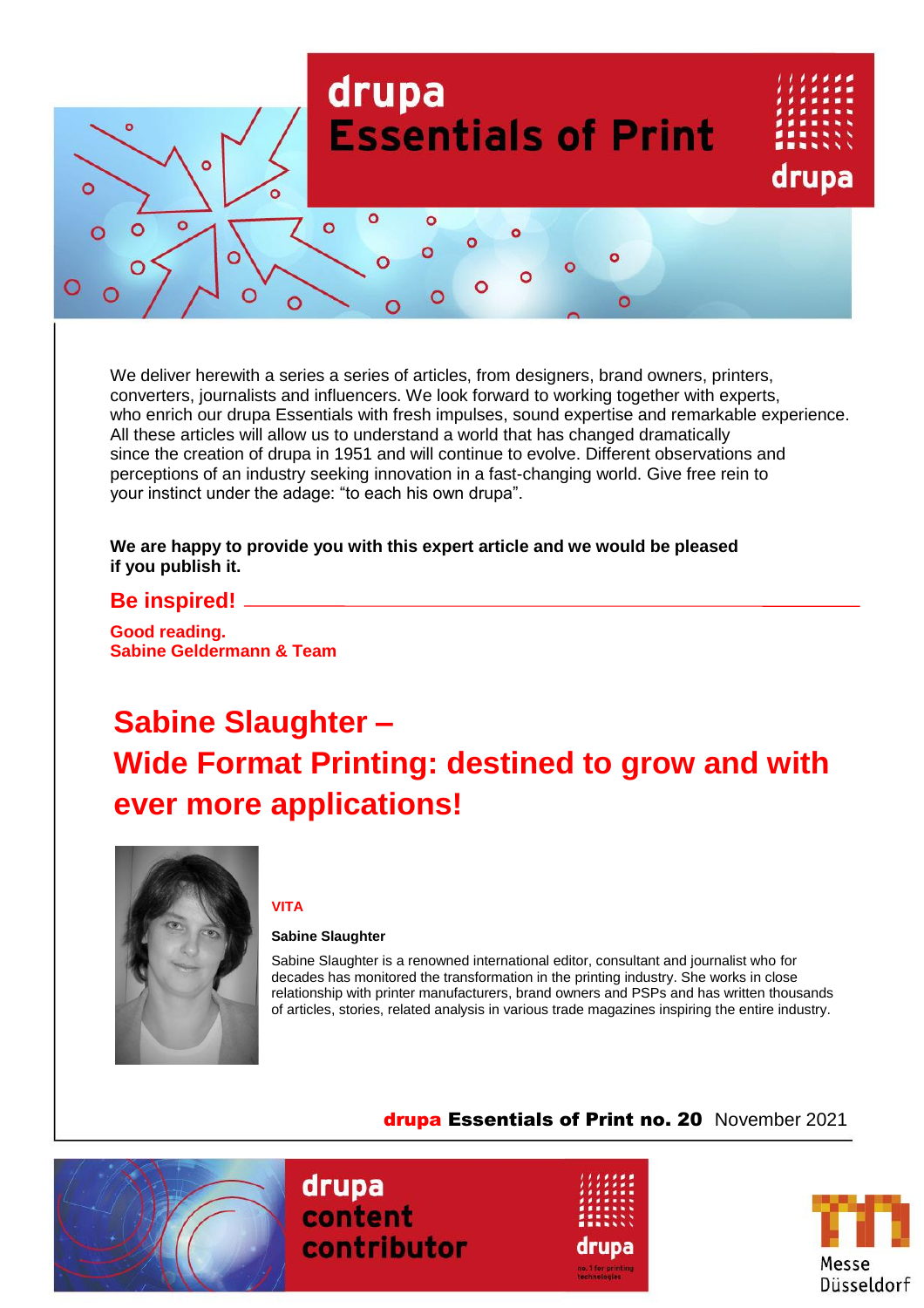# drupa Essentials of Print

We deliver herewith a series a series of articles, from designers, brand owners, printers, converters, journalists and influencers. We look forward to working together with experts, who enrich our drupa Essentials with fresh impulses, sound expertise and remarkable experience. All these articles will allow us to understand a world that has changed dramatically since the creation of drupa in 1951 and will continue to evolve. Different observations and perceptions of an industry seeking innovation in a fast-changing world. Give free rein to your instinct under the adage: “to each his own drupa”.

**We are happy to provide you with this expert article and we would be pleased if you publish it.**

**Be inspired!**

**Good reading.**
**Sabine Geldermann & Team**

# Sabine Slaughter – Wide Format Printing: destined to grow and with ever more applications!

**VITA**

**Sabine Slaughter**

Sabine Slaughter is a renowned international editor, consultant and journalist who for decades has monitored the transformation in the printing industry. She works in close relationship with printer manufacturers, brand owners and PSPs and has written thousands of articles, stories, related analysis in various trade magazines inspiring the entire industry.

**drupa Essentials of Print no. 20** November 2021

drupa content contributor

Messe Düsseldorf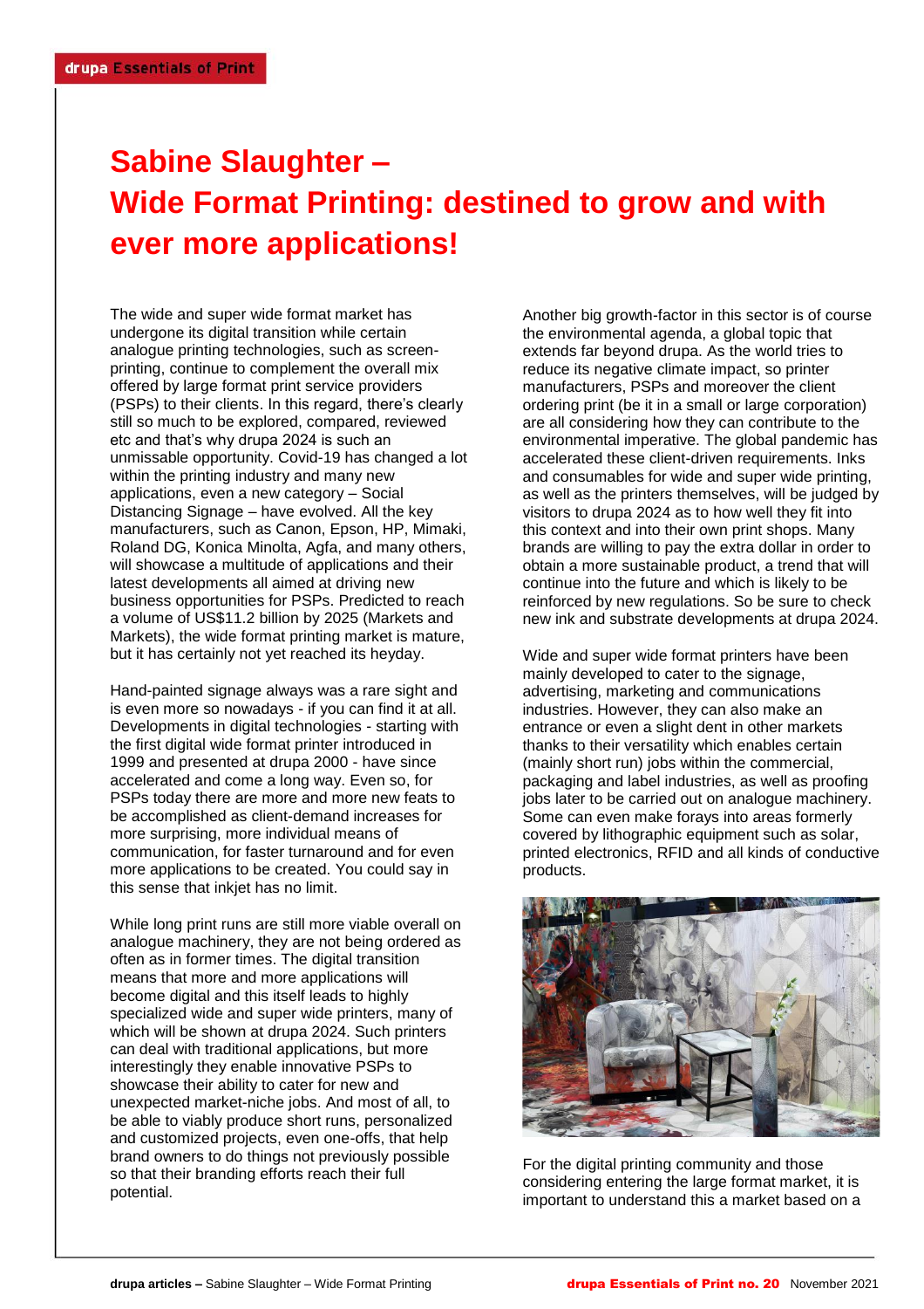# Sabine Slaughter – Wide Format Printing: destined to grow and with ever more applications!

The wide and super wide format market has undergone its digital transition while certain analogue printing technologies, such as screen-printing, continue to complement the overall mix offered by large format print service providers (PSPs) to their clients. In this regard, there's clearly still so much to be explored, compared, reviewed etc and that's why drupa 2024 is such an unmissable opportunity. Covid-19 has changed a lot within the printing industry and many new applications, even a new category – Social Distancing Signage – have evolved. All the key manufacturers, such as Canon, Epson, HP, Mimaki, Roland DG, Konica Minolta, Agfa, and many others, will showcase a multitude of applications and their latest developments all aimed at driving new business opportunities for PSPs. Predicted to reach a volume of US$11.2 billion by 2025 (Markets and Markets), the wide format printing market is mature, but it has certainly not yet reached its heyday.

Hand-painted signage always was a rare sight and is even more so nowadays - if you can find it at all. Developments in digital technologies - starting with the first digital wide format printer introduced in 1999 and presented at drupa 2000 - have since accelerated and come a long way. Even so, for PSPs today there are more and more new feats to be accomplished as client-demand increases for more surprising, more individual means of communication, for faster turnaround and for even more applications to be created. You could say in this sense that inkjet has no limit.

While long print runs are still more viable overall on analogue machinery, they are not being ordered as often as in former times. The digital transition means that more and more applications will become digital and this itself leads to highly specialized wide and super wide printers, many of which will be shown at drupa 2024. Such printers can deal with traditional applications, but more interestingly they enable innovative PSPs to showcase their ability to cater for new and unexpected market-niche jobs. And most of all, to be able to viably produce short runs, personalized and customized projects, even one-offs, that help brand owners to do things not previously possible so that their branding efforts reach their full potential.

Another big growth-factor in this sector is of course the environmental agenda, a global topic that extends far beyond drupa. As the world tries to reduce its negative climate impact, so printer manufacturers, PSPs and moreover the client ordering print (be it in a small or large corporation) are all considering how they can contribute to the environmental imperative. The global pandemic has accelerated these client-driven requirements. Inks and consumables for wide and super wide printing, as well as the printers themselves, will be judged by visitors to drupa 2024 as to how well they fit into this context and into their own print shops. Many brands are willing to pay the extra dollar in order to obtain a more sustainable product, a trend that will continue into the future and which is likely to be reinforced by new regulations. So be sure to check new ink and substrate developments at drupa 2024.

Wide and super wide format printers have been mainly developed to cater to the signage, advertising, marketing and communications industries. However, they can also make an entrance or even a slight dent in other markets thanks to their versatility which enables certain (mainly short run) jobs within the commercial, packaging and label industries, as well as proofing jobs later to be carried out on analogue machinery. Some can even make forays into areas formerly covered by lithographic equipment such as solar, printed electronics, RFID and all kinds of conductive products.

For the digital printing community and those considering entering the large format market, it is important to understand this a market based on a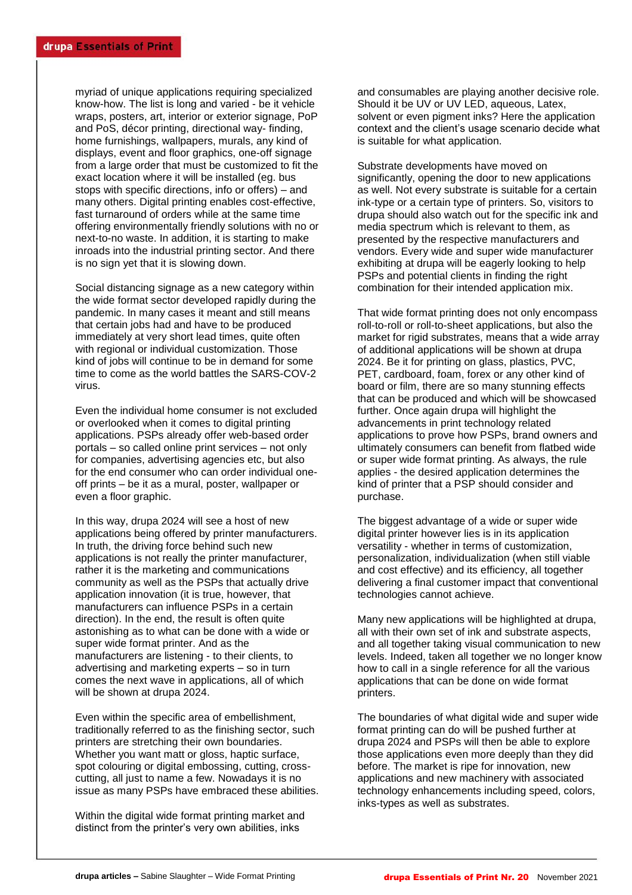myriad of unique applications requiring specialized know-how. The list is long and varied - be it vehicle wraps, posters, art, interior or exterior signage, PoP and PoS, décor printing, directional way- finding, home furnishings, wallpapers, murals, any kind of displays, event and floor graphics, one-off signage from a large order that must be customized to fit the exact location where it will be installed (eg. bus stops with specific directions, info or offers) – and many others. Digital printing enables cost-effective, fast turnaround of orders while at the same time offering environmentally friendly solutions with no or next-to-no waste. In addition, it is starting to make inroads into the industrial printing sector. And there is no sign yet that it is slowing down.

Social distancing signage as a new category within the wide format sector developed rapidly during the pandemic. In many cases it meant and still means that certain jobs had and have to be produced immediately at very short lead times, quite often with regional or individual customization. Those kind of jobs will continue to be in demand for some time to come as the world battles the SARS-COV-2 virus.

Even the individual home consumer is not excluded or overlooked when it comes to digital printing applications. PSPs already offer web-based order portals – so called online print services – not only for companies, advertising agencies etc, but also for the end consumer who can order individual one-off prints – be it as a mural, poster, wallpaper or even a floor graphic.

In this way, drupa 2024 will see a host of new applications being offered by printer manufacturers. In truth, the driving force behind such new applications is not really the printer manufacturer, rather it is the marketing and communications community as well as the PSPs that actually drive application innovation (it is true, however, that manufacturers can influence PSPs in a certain direction). In the end, the result is often quite astonishing as to what can be done with a wide or super wide format printer. And as the manufacturers are listening - to their clients, to advertising and marketing experts – so in turn comes the next wave in applications, all of which will be shown at drupa 2024.

Even within the specific area of embellishment, traditionally referred to as the finishing sector, such printers are stretching their own boundaries. Whether you want matt or gloss, haptic surface, spot colouring or digital embossing, cutting, cross-cutting, all just to name a few. Nowadays it is no issue as many PSPs have embraced these abilities.

Within the digital wide format printing market and distinct from the printer's very own abilities, inks and consumables are playing another decisive role. Should it be UV or UV LED, aqueous, Latex, solvent or even pigment inks? Here the application context and the client's usage scenario decide what is suitable for what application.

Substrate developments have moved on significantly, opening the door to new applications as well. Not every substrate is suitable for a certain ink-type or a certain type of printers. So, visitors to drupa should also watch out for the specific ink and media spectrum which is relevant to them, as presented by the respective manufacturers and vendors. Every wide and super wide manufacturer exhibiting at drupa will be eagerly looking to help PSPs and potential clients in finding the right combination for their intended application mix.

That wide format printing does not only encompass roll-to-roll or roll-to-sheet applications, but also the market for rigid substrates, means that a wide array of additional applications will be shown at drupa 2024. Be it for printing on glass, plastics, PVC, PET, cardboard, foam, forex or any other kind of board or film, there are so many stunning effects that can be produced and which will be showcased further. Once again drupa will highlight the advancements in print technology related applications to prove how PSPs, brand owners and ultimately consumers can benefit from flatbed wide or super wide format printing. As always, the rule applies - the desired application determines the kind of printer that a PSP should consider and purchase.

The biggest advantage of a wide or super wide digital printer however lies is in its application versatility - whether in terms of customization, personalization, individualization (when still viable and cost effective) and its efficiency, all together delivering a final customer impact that conventional technologies cannot achieve.

Many new applications will be highlighted at drupa, all with their own set of ink and substrate aspects, and all together taking visual communication to new levels. Indeed, taken all together we no longer know how to call in a single reference for all the various applications that can be done on wide format printers.

The boundaries of what digital wide and super wide format printing can do will be pushed further at drupa 2024 and PSPs will then be able to explore those applications even more deeply than they did before. The market is ripe for innovation, new applications and new machinery with associated technology enhancements including speed, colors, inks-types as well as substrates.